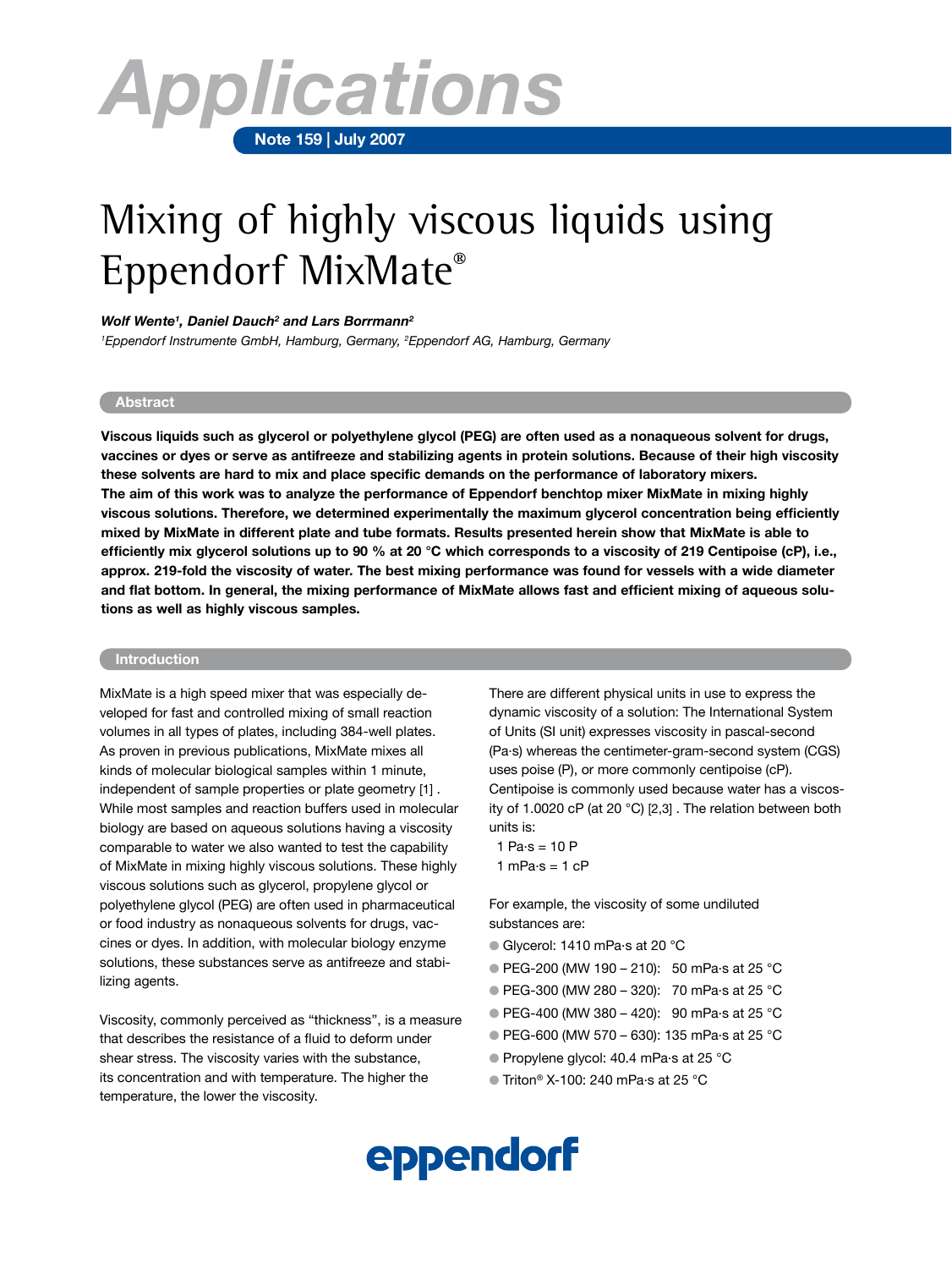# Applications

**Note 159 | July 2007**

# Mixing of highly viscous liquids using Eppendorf MixMate®

***Wolf Wente[1], Daniel Dauch[2] and Lars Borrmann[2]***

*[1]Eppendorf Instrumente GmbH, Hamburg, Germany, [2]Eppendorf AG, Hamburg, Germany*

## Abstract

**Viscous liquids such as glycerol or polyethylene glycol (PEG) are often used as a nonaqueous solvent for drugs, vaccines or dyes or serve as antifreeze and stabilizing agents in protein solutions. Because of their high viscosity these solvents are hard to mix and place specific demands on the performance of laboratory mixers.**
**The aim of this work was to analyze the performance of Eppendorf benchtop mixer MixMate in mixing highly viscous solutions. Therefore, we determined experimentally the maximum glycerol concentration being efficiently mixed by MixMate in different plate and tube formats. Results presented herein show that MixMate is able to efficiently mix glycerol solutions up to 90 % at 20 °C which corresponds to a viscosity of 219 Centipoise (cP), i.e., approx. 219-fold the viscosity of water. The best mixing performance was found for vessels with a wide diameter and flat bottom. In general, the mixing performance of MixMate allows fast and efficient mixing of aqueous solutions as well as highly viscous samples.**

## Introduction

MixMate is a high speed mixer that was especially developed for fast and controlled mixing of small reaction volumes in all types of plates, including 384-well plates. As proven in previous publications, MixMate mixes all kinds of molecular biological samples within 1 minute, independent of sample properties or plate geometry [1] . While most samples and reaction buffers used in molecular biology are based on aqueous solutions having a viscosity comparable to water we also wanted to test the capability of MixMate in mixing highly viscous solutions. These highly viscous solutions such as glycerol, propylene glycol or polyethylene glycol (PEG) are often used in pharmaceutical or food industry as nonaqueous solvents for drugs, vaccines or dyes. In addition, with molecular biology enzyme solutions, these substances serve as antifreeze and stabilizing agents.

Viscosity, commonly perceived as “thickness”, is a measure that describes the resistance of a fluid to deform under shear stress. The viscosity varies with the substance, its concentration and with temperature. The higher the temperature, the lower the viscosity.

There are different physical units in use to express the dynamic viscosity of a solution: The International System of Units (SI unit) expresses viscosity in pascal-second (Pa·s) whereas the centimeter-gram-second system (CGS) uses poise (P), or more commonly centipoise (cP). Centipoise is commonly used because water has a viscosity of 1.0020 cP (at 20 °C) [2,3] . The relation between both units is:

1 Pa·s = 10 P
1 mPa·s = 1 cP

For example, the viscosity of some undiluted substances are:

- Glycerol: 1410 mPa·s at 20 °C
- PEG-200 (MW 190 – 210): 50 mPa·s at 25 °C
- PEG-300 (MW 280 – 320): 70 mPa·s at 25 °C
- PEG-400 (MW 380 – 420): 90 mPa·s at 25 °C
- PEG-600 (MW 570 – 630): 135 mPa·s at 25 °C
- Propylene glycol: 40.4 mPa·s at 25 °C
- Triton® X-100: 240 mPa·s at 25 °C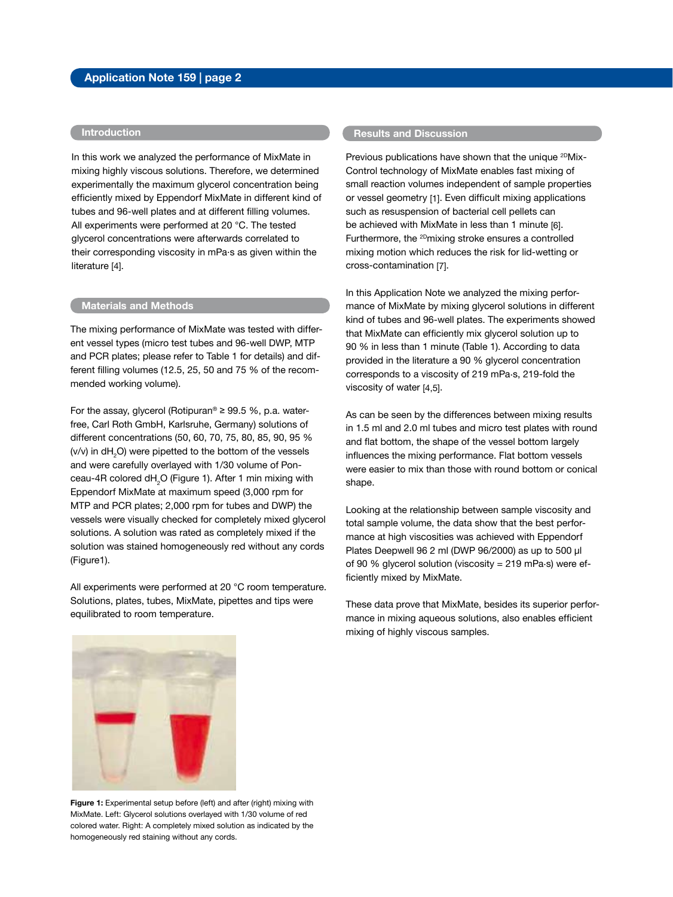## Introduction

In this work we analyzed the performance of MixMate in mixing highly viscous solutions. Therefore, we determined experimentally the maximum glycerol concentration being efficiently mixed by Eppendorf MixMate in different kind of tubes and 96-well plates and at different filling volumes. All experiments were performed at 20 °C. The tested glycerol concentrations were afterwards correlated to their corresponding viscosity in mPa·s as given within the literature [4].

## Materials and Methods

The mixing performance of MixMate was tested with different vessel types (micro test tubes and 96-well DWP, MTP and PCR plates; please refer to Table 1 for details) and different filling volumes (12.5, 25, 50 and 75 % of the recommended working volume).

For the assay, glycerol (Rotipuran® ≥ 99.5 %, p.a. water-free, Carl Roth GmbH, Karlsruhe, Germany) solutions of different concentrations (50, 60, 70, 75, 80, 85, 90, 95 % (v/v) in $dH_2O$) were pipetted to the bottom of the vessels and were carefully overlayed with 1/30 volume of Ponceau-4R colored $dH_2O$ (Figure 1). After 1 min mixing with Eppendorf MixMate at maximum speed (3,000 rpm for MTP and PCR plates; 2,000 rpm for tubes and DWP) the vessels were visually checked for completely mixed glycerol solutions. A solution was rated as completely mixed if the solution was stained homogeneously red without any cords (Figure1).

All experiments were performed at 20 °C room temperature. Solutions, plates, tubes, MixMate, pipettes and tips were equilibrated to room temperature.

**Figure 1:** Experimental setup before (left) and after (right) mixing with MixMate. Left: Glycerol solutions overlayed with 1/30 volume of red colored water. Right: A completely mixed solution as indicated by the homogeneously red staining without any cords.

## Results and Discussion

Previous publications have shown that the unique [2D]Mix-Control technology of MixMate enables fast mixing of small reaction volumes independent of sample properties or vessel geometry [1]. Even difficult mixing applications such as resuspension of bacterial cell pellets can be achieved with MixMate in less than 1 minute [6]. Furthermore, the [2D]mixing stroke ensures a controlled mixing motion which reduces the risk for lid-wetting or cross-contamination [7].

In this Application Note we analyzed the mixing performance of MixMate by mixing glycerol solutions in different kind of tubes and 96-well plates. The experiments showed that MixMate can efficiently mix glycerol solution up to 90 % in less than 1 minute (Table 1). According to data provided in the literature a 90 % glycerol concentration corresponds to a viscosity of 219 mPa·s, 219-fold the viscosity of water [4,5].

As can be seen by the differences between mixing results in 1.5 ml and 2.0 ml tubes and micro test plates with round and flat bottom, the shape of the vessel bottom largely influences the mixing performance. Flat bottom vessels were easier to mix than those with round bottom or conical shape.

Looking at the relationship between sample viscosity and total sample volume, the data show that the best performance at high viscosities was achieved with Eppendorf Plates Deepwell 96 2 ml (DWP 96/2000) as up to 500 µl of 90 % glycerol solution (viscosity = 219 mPa·s) were efficiently mixed by MixMate.

These data prove that MixMate, besides its superior performance in mixing aqueous solutions, also enables efficient mixing of highly viscous samples.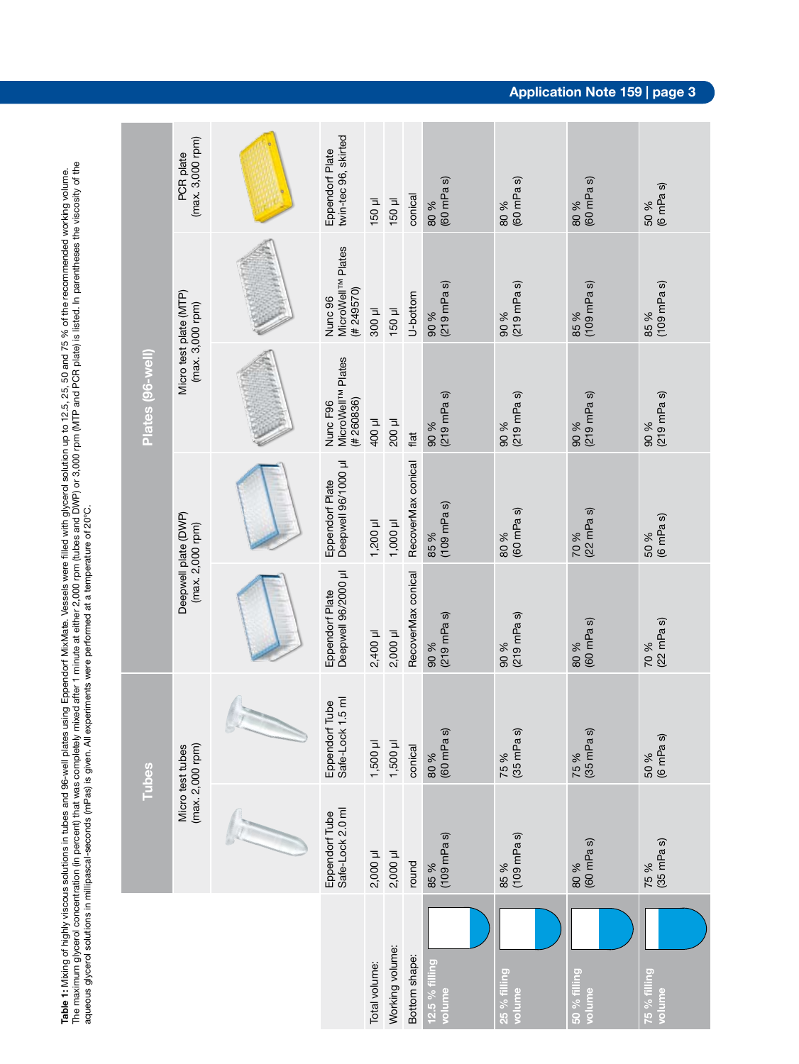**Table 1:** Mixing of highly viscous solutions in tubes and 96-well plates using Eppendorf MixMate. Vessels were filled with glycerol solution up to 12.5, 25, 50 and 75 % of the recommended working volume. The maximum glycerol concentration (in percent) that was completely mixed after 1 minute at either 2,000 rpm (tubes and DWP) or 3,000 rpm (MTP and PCR plate) is listed. In parentheses the viscosity of the aqueous glycerol solutions in millipascal-seconds (mPas) is given. All experiments were performed at a temperature of 20°C.

| | Tubes | | Plates (96-well) | | | | |
|---|---|---|---|---|---|---|---|
| | Micro test tubes (max. 2,000 rpm) | | Deepwell plate (DWP) (max. 2,000 rpm) | | Micro test plate (MTP) (max. 3,000 rpm) | | PCR plate (max. 3,000 rpm) |
| | Eppendorf Tube Safe-Lock 2.0 ml | Eppendorf Tube Safe-Lock 1.5 ml | Eppendorf Plate Deepwell 96/2000 µl | Eppendorf Plate Deepwell 96/1000 µl | Nunc F96 MicroWell™ Plates (# 260836) | Nunc 96 MicroWell™ Plates (# 249570) | Eppendorf Plate twin-tec 96, skirted |
| Total volume: | 2,000 µl | 1,500 µl | 2,400 µl | 1,200 µl | 400 µl | 300 µl | 150 µl |
| Working volume: | 2,000 µl | 1,500 µl | 2,000 µl | 1,000 µl | 200 µl | 150 µl | 150 µl |
| Bottom shape: | round | conical | RecoverMax conical | RecoverMax conical | flat | U-bottom | conical |
| 12.5 % filling volume | 85 % (109 mPa s) | 80 % (60 mPa s) | 90 % (219 mPa s) | 85 % (109 mPa s) | 90 % (219 mPa s) | 90 % (219 mPa s) | 80 % (60 mPa s) |
| 25 % filling volume | 85 % (109 mPa s) | 75 % (35 mPa s) | 90 % (219 mPa s) | 80 % (60 mPa s) | 90 % (219 mPa s) | 90 % (219 mPa s) | 80 % (60 mPa s) |
| 50 % filling volume | 80 % (60 mPa s) | 75 % (35 mPa s) | 80 % (60 mPa s) | 70 % (22 mPa s) | 90 % (219 mPa s) | 85 % (109 mPa s) | 80 % (60 mPa s) |
| 75 % filling volume | 75 % (35 mPa s) | 50 % (6 mPa s) | 70 % (22 mPa s) | 50 % (6 mPa s) | 90 % (219 mPa s) | 85 % (109 mPa s) | 50 % (6 mPa s) |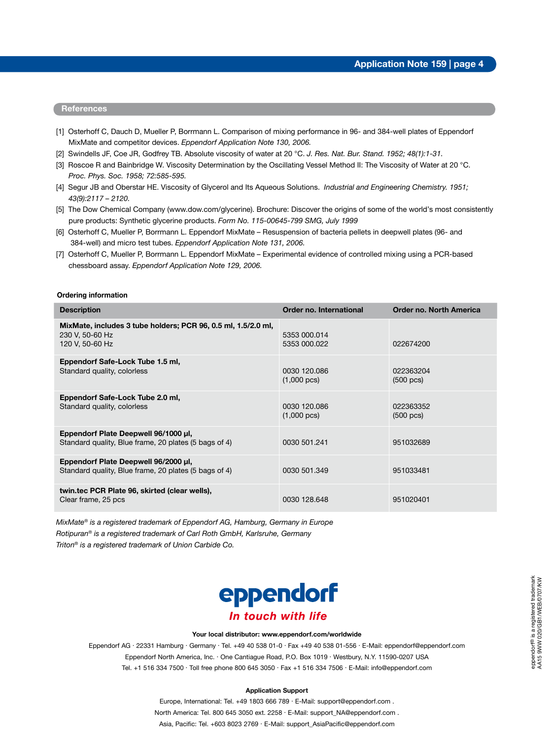## References

[1] Osterhoff C, Dauch D, Mueller P, Borrmann L. Comparison of mixing performance in 96- and 384-well plates of Eppendorf MixMate and competitor devices. *Eppendorf Application Note 130, 2006.*

[2] Swindells JF, Coe JR, Godfrey TB. Absolute viscosity of water at 20 °C. *J. Res. Nat. Bur. Stand. 1952; 48(1):1-31.*

[3] Roscoe R and Bainbridge W. Viscosity Determination by the Oscillating Vessel Method II: The Viscosity of Water at 20 °C. *Proc. Phys. Soc. 1958; 72:585-595.*

[4] Segur JB and Oberstar HE. Viscosity of Glycerol and Its Aqueous Solutions. *Industrial and Engineering Chemistry. 1951; 43(9):2117 – 2120.*

[5] The Dow Chemical Company (www.dow.com/glycerine). Brochure: Discover the origins of some of the world's most consistently pure products: Synthetic glycerine products. *Form No. 115-00645-799 SMG, July 1999*

[6] Osterhoff C, Mueller P, Borrmann L. Eppendorf MixMate – Resuspension of bacteria pellets in deepwell plates (96- and 384-well) and micro test tubes. *Eppendorf Application Note 131, 2006.*

[7] Osterhoff C, Mueller P, Borrmann L. Eppendorf MixMate – Experimental evidence of controlled mixing using a PCR-based chessboard assay. *Eppendorf Application Note 129, 2006.*

**Ordering information**

| Description | Order no. International | Order no. North America |
|---|---|---|
| **MixMate, includes 3 tube holders; PCR 96, 0.5 ml, 1.5/2.0 ml,** 230 V, 50-60 Hz<br>120 V, 50-60 Hz | 5353 000.014<br>5353 000.022 | 022674200 |
| **Eppendorf Safe-Lock Tube 1.5 ml,** Standard quality, colorless | 0030 120.086<br>(1,000 pcs) | 022363204<br>(500 pcs) |
| **Eppendorf Safe-Lock Tube 2.0 ml,** Standard quality, colorless | 0030 120.086<br>(1,000 pcs) | 022363352<br>(500 pcs) |
| **Eppendorf Plate Deepwell 96/1000 µl,** Standard quality, Blue frame, 20 plates (5 bags of 4) | 0030 501.241 | 951032689 |
| **Eppendorf Plate Deepwell 96/2000 µl,** Standard quality, Blue frame, 20 plates (5 bags of 4) | 0030 501.349 | 951033481 |
| **twin.tec PCR Plate 96, skirted (clear wells),** Clear frame, 25 pcs | 0030 128.648 | 951020401 |

*MixMate® is a registered trademark of Eppendorf AG, Hamburg, Germany in Europe*
*Rotipuran® is a registered trademark of Carl Roth GmbH, Karlsruhe, Germany*
*Triton® is a registered trademark of Union Carbide Co.*

eppendorf
*In touch with life*

**Your local distributor: www.eppendorf.com/worldwide**

Eppendorf AG · 22331 Hamburg · Germany · Tel. +49 40 538 01-0 · Fax +49 40 538 01-556 · E-Mail: eppendorf@eppendorf.com
Eppendorf North America, Inc. · One Cantiague Road, P.O. Box 1019 · Westbury, N.Y. 11590-0207 USA
Tel. +1 516 334 7500 · Toll free phone 800 645 3050 · Fax +1 516 334 7506 · E-Mail: info@eppendorf.com

**Application Support**

Europe, International: Tel. +49 1803 666 789 · E-Mail: support@eppendorf.com .
North America: Tel. 800 645 3050 ext. 2258 · E-Mail: support_NA@eppendorf.com .
Asia, Pacific: Tel. +603 8023 2769 · E-Mail: support_AsiaPacific@eppendorf.com

eppendorf® is a registered trademark
AA15 9WW 020/GB1/WEB/0707/KW